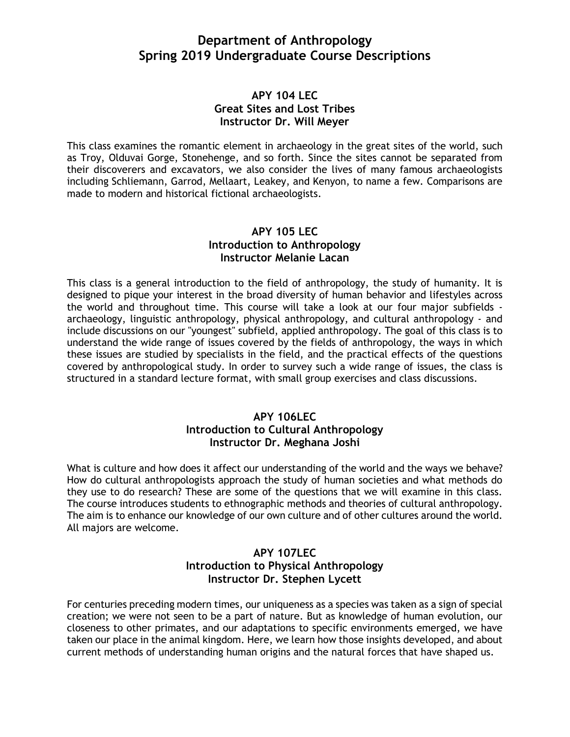# Department of Anthropology
# Spring 2019 Undergraduate Course Descriptions

### APY 104 LEC
### Great Sites and Lost Tribes
### Instructor Dr. Will Meyer

This class examines the romantic element in archaeology in the great sites of the world, such as Troy, Olduvai Gorge, Stonehenge, and so forth. Since the sites cannot be separated from their discoverers and excavators, we also consider the lives of many famous archaeologists including Schliemann, Garrod, Mellaart, Leakey, and Kenyon, to name a few. Comparisons are made to modern and historical fictional archaeologists.

### APY 105 LEC
### Introduction to Anthropology
### Instructor Melanie Lacan

This class is a general introduction to the field of anthropology, the study of humanity. It is designed to pique your interest in the broad diversity of human behavior and lifestyles across the world and throughout time. This course will take a look at our four major subfields - archaeology, linguistic anthropology, physical anthropology, and cultural anthropology - and include discussions on our "youngest" subfield, applied anthropology. The goal of this class is to understand the wide range of issues covered by the fields of anthropology, the ways in which these issues are studied by specialists in the field, and the practical effects of the questions covered by anthropological study. In order to survey such a wide range of issues, the class is structured in a standard lecture format, with small group exercises and class discussions.

### APY 106LEC
### Introduction to Cultural Anthropology
### Instructor Dr. Meghana Joshi

What is culture and how does it affect our understanding of the world and the ways we behave? How do cultural anthropologists approach the study of human societies and what methods do they use to do research? These are some of the questions that we will examine in this class. The course introduces students to ethnographic methods and theories of cultural anthropology. The aim is to enhance our knowledge of our own culture and of other cultures around the world. All majors are welcome.

### APY 107LEC
### Introduction to Physical Anthropology
### Instructor Dr. Stephen Lycett

For centuries preceding modern times, our uniqueness as a species was taken as a sign of special creation; we were not seen to be a part of nature. But as knowledge of human evolution, our closeness to other primates, and our adaptations to specific environments emerged, we have taken our place in the animal kingdom. Here, we learn how those insights developed, and about current methods of understanding human origins and the natural forces that have shaped us.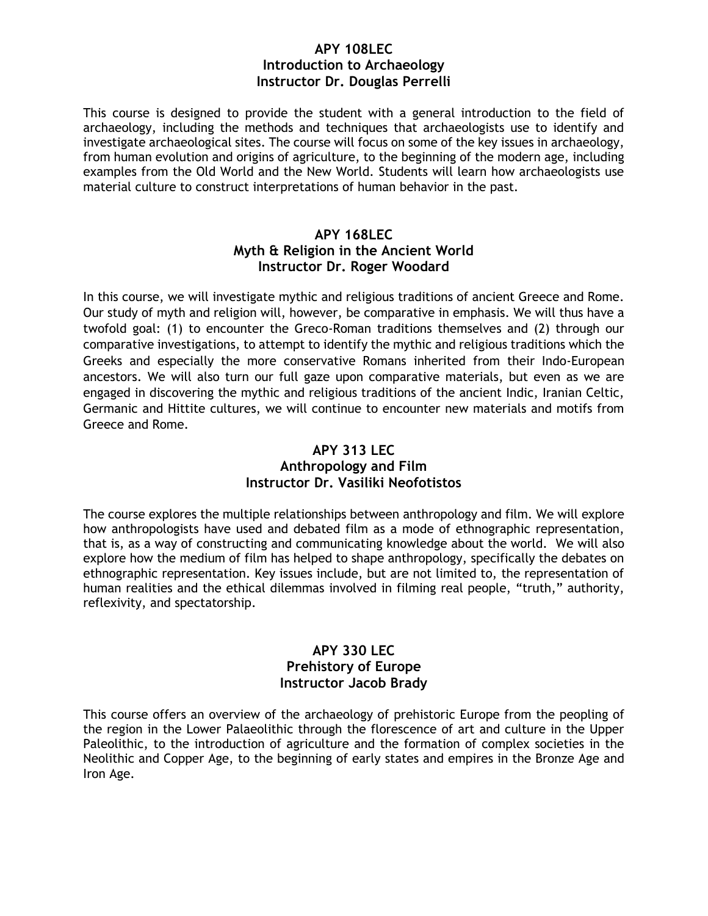**APY 108LEC**
**Introduction to Archaeology**
**Instructor Dr. Douglas Perrelli**

This course is designed to provide the student with a general introduction to the field of archaeology, including the methods and techniques that archaeologists use to identify and investigate archaeological sites. The course will focus on some of the key issues in archaeology, from human evolution and origins of agriculture, to the beginning of the modern age, including examples from the Old World and the New World. Students will learn how archaeologists use material culture to construct interpretations of human behavior in the past.

**APY 168LEC**
**Myth & Religion in the Ancient World**
**Instructor Dr. Roger Woodard**

In this course, we will investigate mythic and religious traditions of ancient Greece and Rome. Our study of myth and religion will, however, be comparative in emphasis. We will thus have a twofold goal: (1) to encounter the Greco-Roman traditions themselves and (2) through our comparative investigations, to attempt to identify the mythic and religious traditions which the Greeks and especially the more conservative Romans inherited from their Indo-European ancestors. We will also turn our full gaze upon comparative materials, but even as we are engaged in discovering the mythic and religious traditions of the ancient Indic, Iranian Celtic, Germanic and Hittite cultures, we will continue to encounter new materials and motifs from Greece and Rome.

**APY 313 LEC**
**Anthropology and Film**
**Instructor Dr. Vasiliki Neofotistos**

The course explores the multiple relationships between anthropology and film. We will explore how anthropologists have used and debated film as a mode of ethnographic representation, that is, as a way of constructing and communicating knowledge about the world. We will also explore how the medium of film has helped to shape anthropology, specifically the debates on ethnographic representation. Key issues include, but are not limited to, the representation of human realities and the ethical dilemmas involved in filming real people, "truth," authority, reflexivity, and spectatorship.

**APY 330 LEC**
**Prehistory of Europe**
**Instructor Jacob Brady**

This course offers an overview of the archaeology of prehistoric Europe from the peopling of the region in the Lower Palaeolithic through the florescence of art and culture in the Upper Paleolithic, to the introduction of agriculture and the formation of complex societies in the Neolithic and Copper Age, to the beginning of early states and empires in the Bronze Age and Iron Age.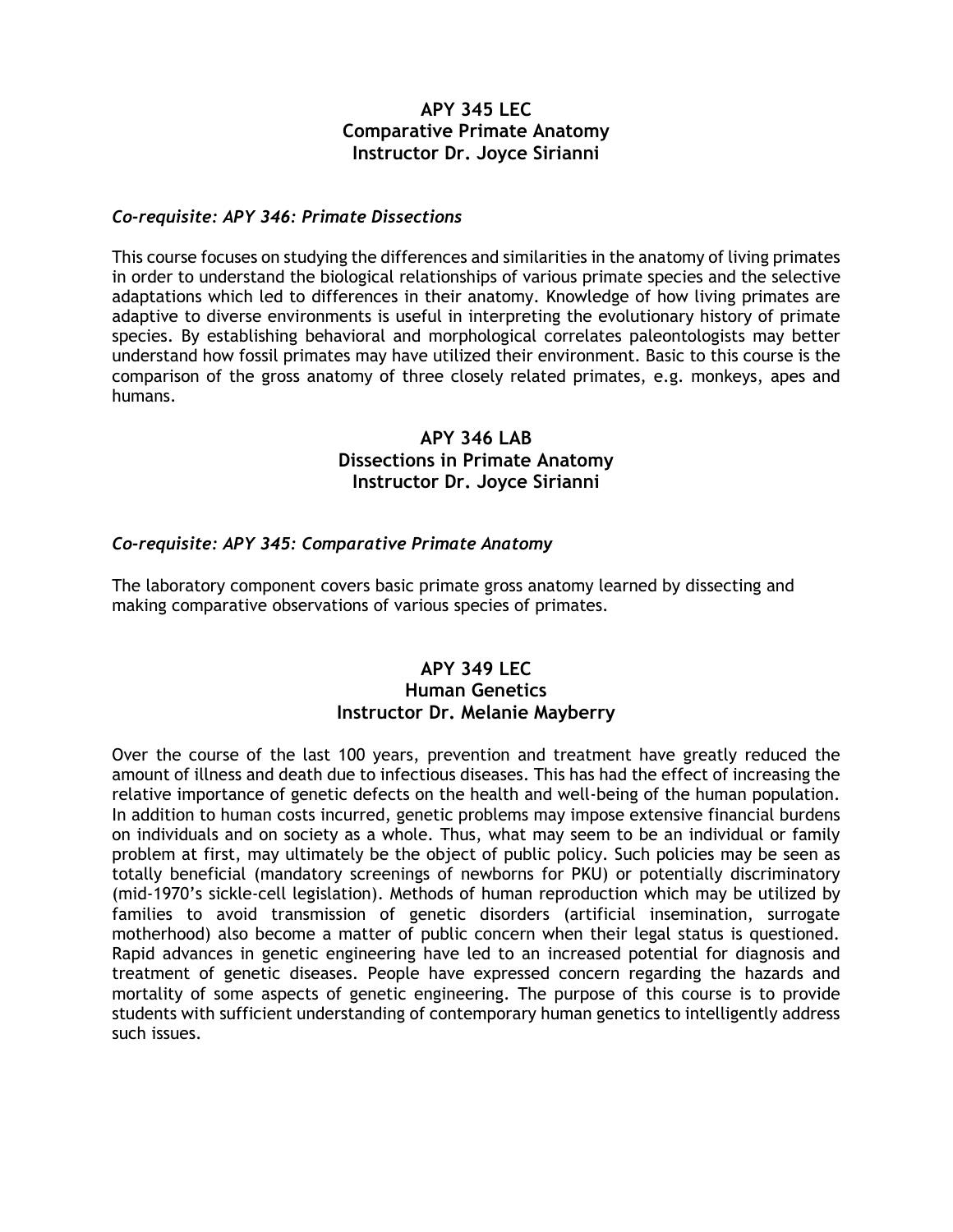## APY 345 LEC
## Comparative Primate Anatomy
## Instructor Dr. Joyce Sirianni

***Co-requisite: APY 346: Primate Dissections***

This course focuses on studying the differences and similarities in the anatomy of living primates in order to understand the biological relationships of various primate species and the selective adaptations which led to differences in their anatomy. Knowledge of how living primates are adaptive to diverse environments is useful in interpreting the evolutionary history of primate species. By establishing behavioral and morphological correlates paleontologists may better understand how fossil primates may have utilized their environment. Basic to this course is the comparison of the gross anatomy of three closely related primates, e.g. monkeys, apes and humans.

## APY 346 LAB
## Dissections in Primate Anatomy
## Instructor Dr. Joyce Sirianni

***Co-requisite: APY 345: Comparative Primate Anatomy***

The laboratory component covers basic primate gross anatomy learned by dissecting and making comparative observations of various species of primates.

## APY 349 LEC
## Human Genetics
## Instructor Dr. Melanie Mayberry

Over the course of the last 100 years, prevention and treatment have greatly reduced the amount of illness and death due to infectious diseases. This has had the effect of increasing the relative importance of genetic defects on the health and well-being of the human population. In addition to human costs incurred, genetic problems may impose extensive financial burdens on individuals and on society as a whole. Thus, what may seem to be an individual or family problem at first, may ultimately be the object of public policy. Such policies may be seen as totally beneficial (mandatory screenings of newborns for PKU) or potentially discriminatory (mid-1970's sickle-cell legislation). Methods of human reproduction which may be utilized by families to avoid transmission of genetic disorders (artificial insemination, surrogate motherhood) also become a matter of public concern when their legal status is questioned. Rapid advances in genetic engineering have led to an increased potential for diagnosis and treatment of genetic diseases. People have expressed concern regarding the hazards and mortality of some aspects of genetic engineering. The purpose of this course is to provide students with sufficient understanding of contemporary human genetics to intelligently address such issues.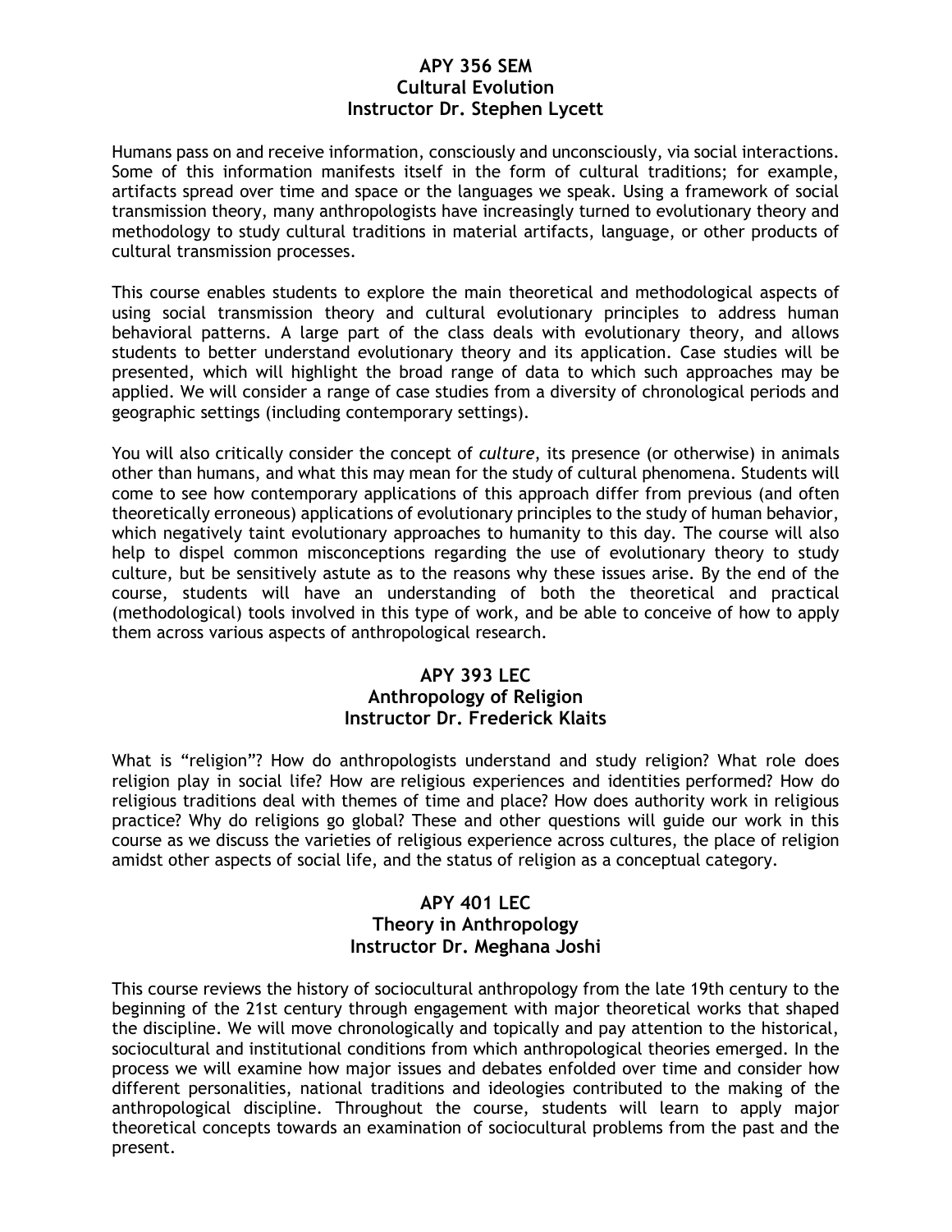## APY 356 SEM
## Cultural Evolution
## Instructor Dr. Stephen Lycett

Humans pass on and receive information, consciously and unconsciously, via social interactions. Some of this information manifests itself in the form of cultural traditions; for example, artifacts spread over time and space or the languages we speak. Using a framework of social transmission theory, many anthropologists have increasingly turned to evolutionary theory and methodology to study cultural traditions in material artifacts, language, or other products of cultural transmission processes.

This course enables students to explore the main theoretical and methodological aspects of using social transmission theory and cultural evolutionary principles to address human behavioral patterns. A large part of the class deals with evolutionary theory, and allows students to better understand evolutionary theory and its application. Case studies will be presented, which will highlight the broad range of data to which such approaches may be applied. We will consider a range of case studies from a diversity of chronological periods and geographic settings (including contemporary settings).

You will also critically consider the concept of *culture*, its presence (or otherwise) in animals other than humans, and what this may mean for the study of cultural phenomena. Students will come to see how contemporary applications of this approach differ from previous (and often theoretically erroneous) applications of evolutionary principles to the study of human behavior, which negatively taint evolutionary approaches to humanity to this day. The course will also help to dispel common misconceptions regarding the use of evolutionary theory to study culture, but be sensitively astute as to the reasons why these issues arise. By the end of the course, students will have an understanding of both the theoretical and practical (methodological) tools involved in this type of work, and be able to conceive of how to apply them across various aspects of anthropological research.

## APY 393 LEC
## Anthropology of Religion
## Instructor Dr. Frederick Klaits

What is "religion"? How do anthropologists understand and study religion? What role does religion play in social life? How are religious experiences and identities performed? How do religious traditions deal with themes of time and place? How does authority work in religious practice? Why do religions go global? These and other questions will guide our work in this course as we discuss the varieties of religious experience across cultures, the place of religion amidst other aspects of social life, and the status of religion as a conceptual category.

## APY 401 LEC
## Theory in Anthropology
## Instructor Dr. Meghana Joshi

This course reviews the history of sociocultural anthropology from the late 19th century to the beginning of the 21st century through engagement with major theoretical works that shaped the discipline. We will move chronologically and topically and pay attention to the historical, sociocultural and institutional conditions from which anthropological theories emerged. In the process we will examine how major issues and debates enfolded over time and consider how different personalities, national traditions and ideologies contributed to the making of the anthropological discipline. Throughout the course, students will learn to apply major theoretical concepts towards an examination of sociocultural problems from the past and the present.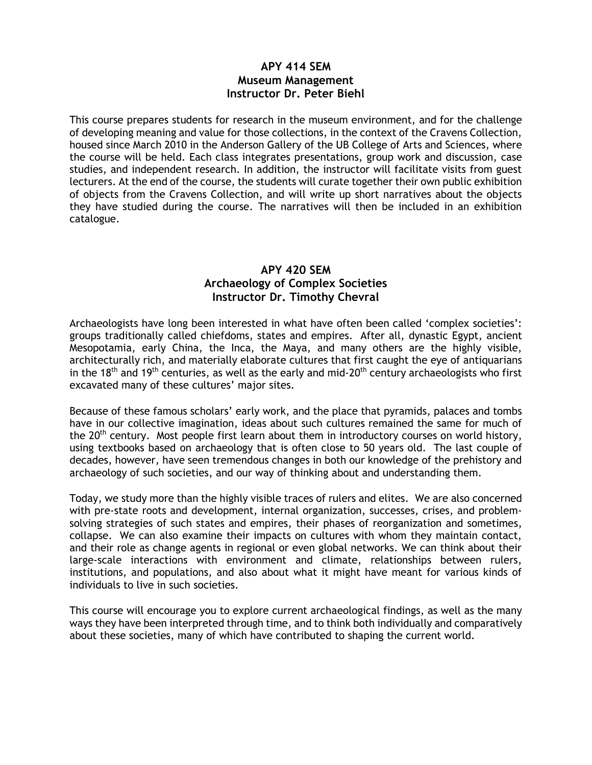## APY 414 SEM
## Museum Management
## Instructor Dr. Peter Biehl

This course prepares students for research in the museum environment, and for the challenge of developing meaning and value for those collections, in the context of the Cravens Collection, housed since March 2010 in the Anderson Gallery of the UB College of Arts and Sciences, where the course will be held. Each class integrates presentations, group work and discussion, case studies, and independent research. In addition, the instructor will facilitate visits from guest lecturers. At the end of the course, the students will curate together their own public exhibition of objects from the Cravens Collection, and will write up short narratives about the objects they have studied during the course. The narratives will then be included in an exhibition catalogue.

## APY 420 SEM
## Archaeology of Complex Societies
## Instructor Dr. Timothy Chevral

Archaeologists have long been interested in what have often been called 'complex societies': groups traditionally called chiefdoms, states and empires. After all, dynastic Egypt, ancient Mesopotamia, early China, the Inca, the Maya, and many others are the highly visible, architecturally rich, and materially elaborate cultures that first caught the eye of antiquarians in the 18th and 19th centuries, as well as the early and mid-20th century archaeologists who first excavated many of these cultures' major sites.

Because of these famous scholars' early work, and the place that pyramids, palaces and tombs have in our collective imagination, ideas about such cultures remained the same for much of the 20th century. Most people first learn about them in introductory courses on world history, using textbooks based on archaeology that is often close to 50 years old. The last couple of decades, however, have seen tremendous changes in both our knowledge of the prehistory and archaeology of such societies, and our way of thinking about and understanding them.

Today, we study more than the highly visible traces of rulers and elites. We are also concerned with pre-state roots and development, internal organization, successes, crises, and problem-solving strategies of such states and empires, their phases of reorganization and sometimes, collapse. We can also examine their impacts on cultures with whom they maintain contact, and their role as change agents in regional or even global networks. We can think about their large-scale interactions with environment and climate, relationships between rulers, institutions, and populations, and also about what it might have meant for various kinds of individuals to live in such societies.

This course will encourage you to explore current archaeological findings, as well as the many ways they have been interpreted through time, and to think both individually and comparatively about these societies, many of which have contributed to shaping the current world.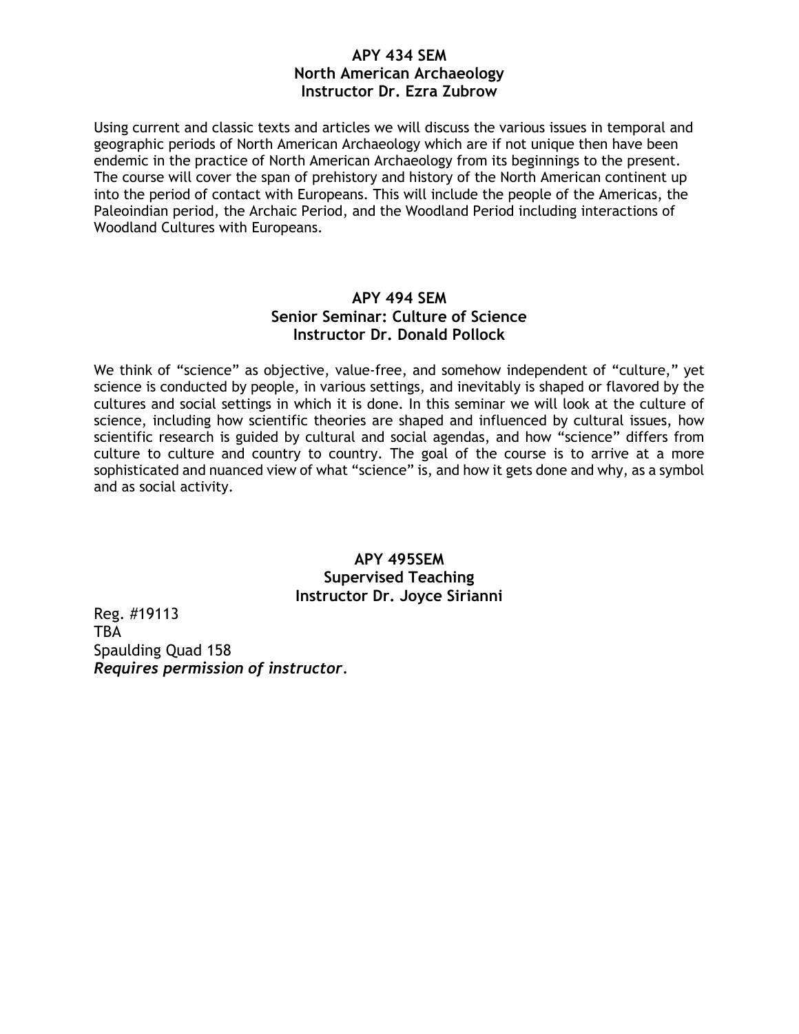### APY 434 SEM
### North American Archaeology
### Instructor Dr. Ezra Zubrow

Using current and classic texts and articles we will discuss the various issues in temporal and geographic periods of North American Archaeology which are if not unique then have been endemic in the practice of North American Archaeology from its beginnings to the present. The course will cover the span of prehistory and history of the North American continent up into the period of contact with Europeans. This will include the people of the Americas, the Paleoindian period, the Archaic Period, and the Woodland Period including interactions of Woodland Cultures with Europeans.

### APY 494 SEM
### Senior Seminar: Culture of Science
### Instructor Dr. Donald Pollock

We think of "science" as objective, value-free, and somehow independent of "culture," yet science is conducted by people, in various settings, and inevitably is shaped or flavored by the cultures and social settings in which it is done. In this seminar we will look at the culture of science, including how scientific theories are shaped and influenced by cultural issues, how scientific research is guided by cultural and social agendas, and how "science" differs from culture to culture and country to country. The goal of the course is to arrive at a more sophisticated and nuanced view of what "science" is, and how it gets done and why, as a symbol and as social activity.

### APY 495SEM
### Supervised Teaching
### Instructor Dr. Joyce Sirianni

Reg. #19113
TBA
Spaulding Quad 158
***Requires permission of instructor.***